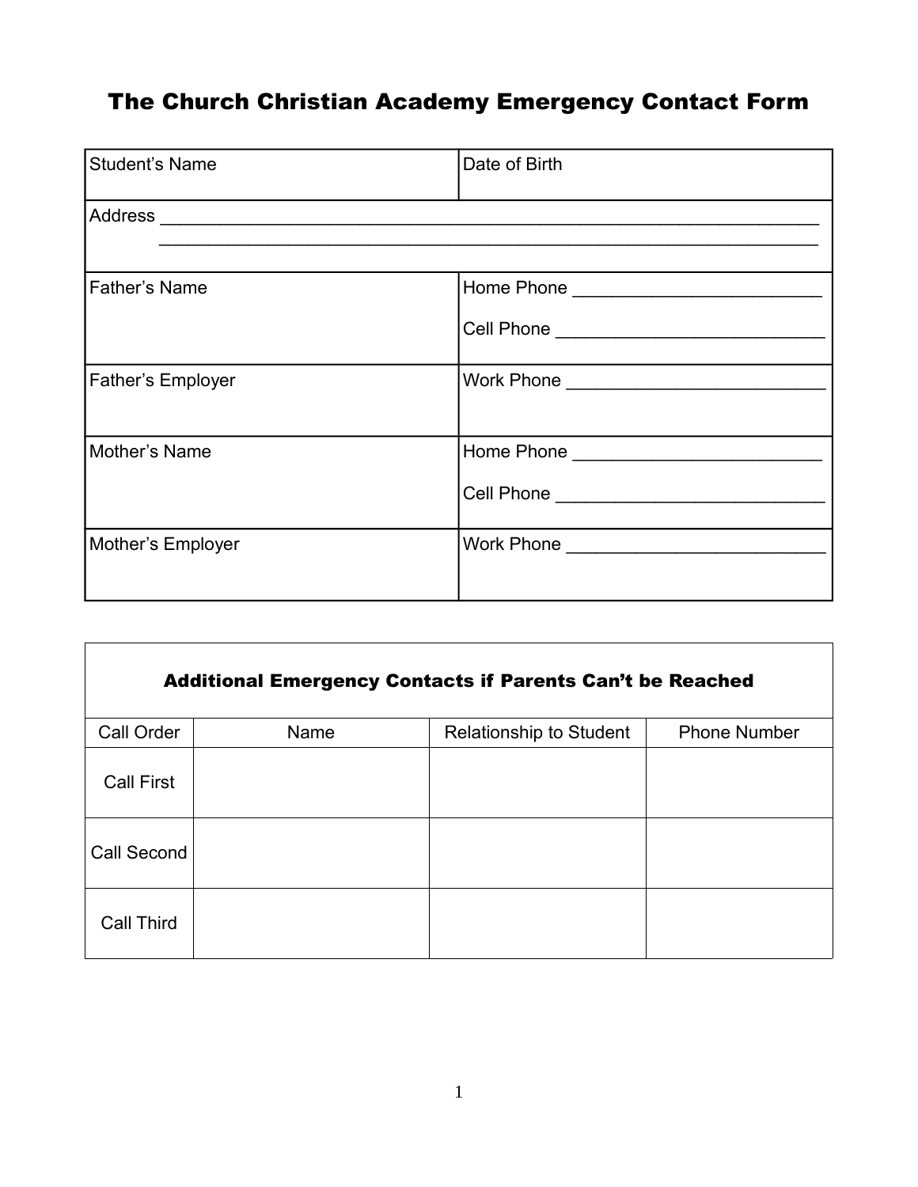# The Church Christian Academy Emergency Contact Form

| Student's Name | Date of Birth |
|---|---|
| Address ________________________________________________________________ ________________________________________________________________ | |
| Father's Name | Home Phone ________________________ Cell Phone __________________________ |
| Father's Employer | Work Phone _________________________ |
| Mother's Name | Home Phone ________________________ Cell Phone __________________________ |
| Mother's Employer | Work Phone _________________________ |

| **Additional Emergency Contacts if Parents Can't be Reached** | | | |
|---|---|---|---|
| Call Order | Name | Relationship to Student | Phone Number |
| Call First | | | |
| Call Second | | | |
| Call Third | | | |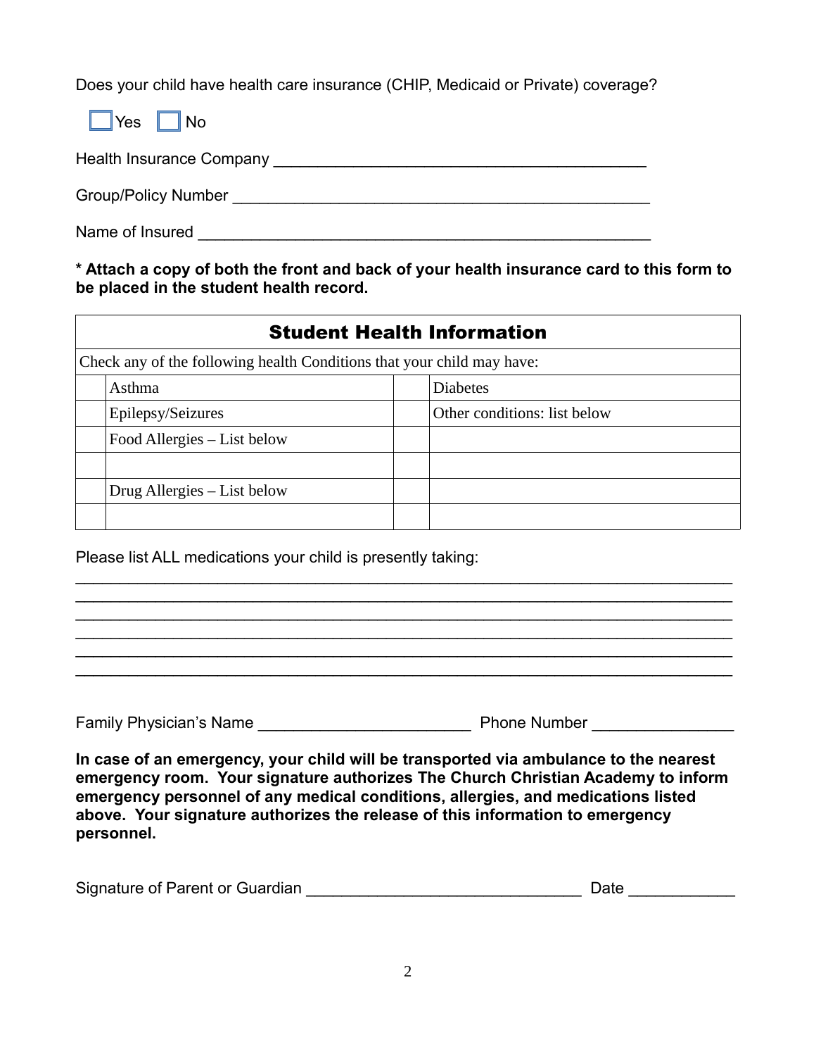Does your child have health care insurance (CHIP, Medicaid or Private) coverage?

☐ Yes ☐ No

Health Insurance Company ________________________________________

Group/Policy Number ____________________________________________

Name of Insured _______________________________________________

**\* Attach a copy of both the front and back of your health insurance card to this form to be placed in the student health record.**

| Student Health Information | | | |
|---|---|---|---|
| Check any of the following health Conditions that your child may have: | | | |
| | Asthma | | Diabetes |
| | Epilepsy/Seizures | | Other conditions: list below |
| | Food Allergies – List below | | |
| | | | |
| | Drug Allergies – List below | | |
| | | | |

Please list ALL medications your child is presently taking:

______________________________________________________________________________

______________________________________________________________________________

______________________________________________________________________________

______________________________________________________________________________

______________________________________________________________________________

______________________________________________________________________________

Family Physician's Name ________________________ Phone Number _______________

**In case of an emergency, your child will be transported via ambulance to the nearest emergency room. Your signature authorizes The Church Christian Academy to inform emergency personnel of any medical conditions, allergies, and medications listed above. Your signature authorizes the release of this information to emergency personnel.**

Signature of Parent or Guardian ____________________________ Date ___________